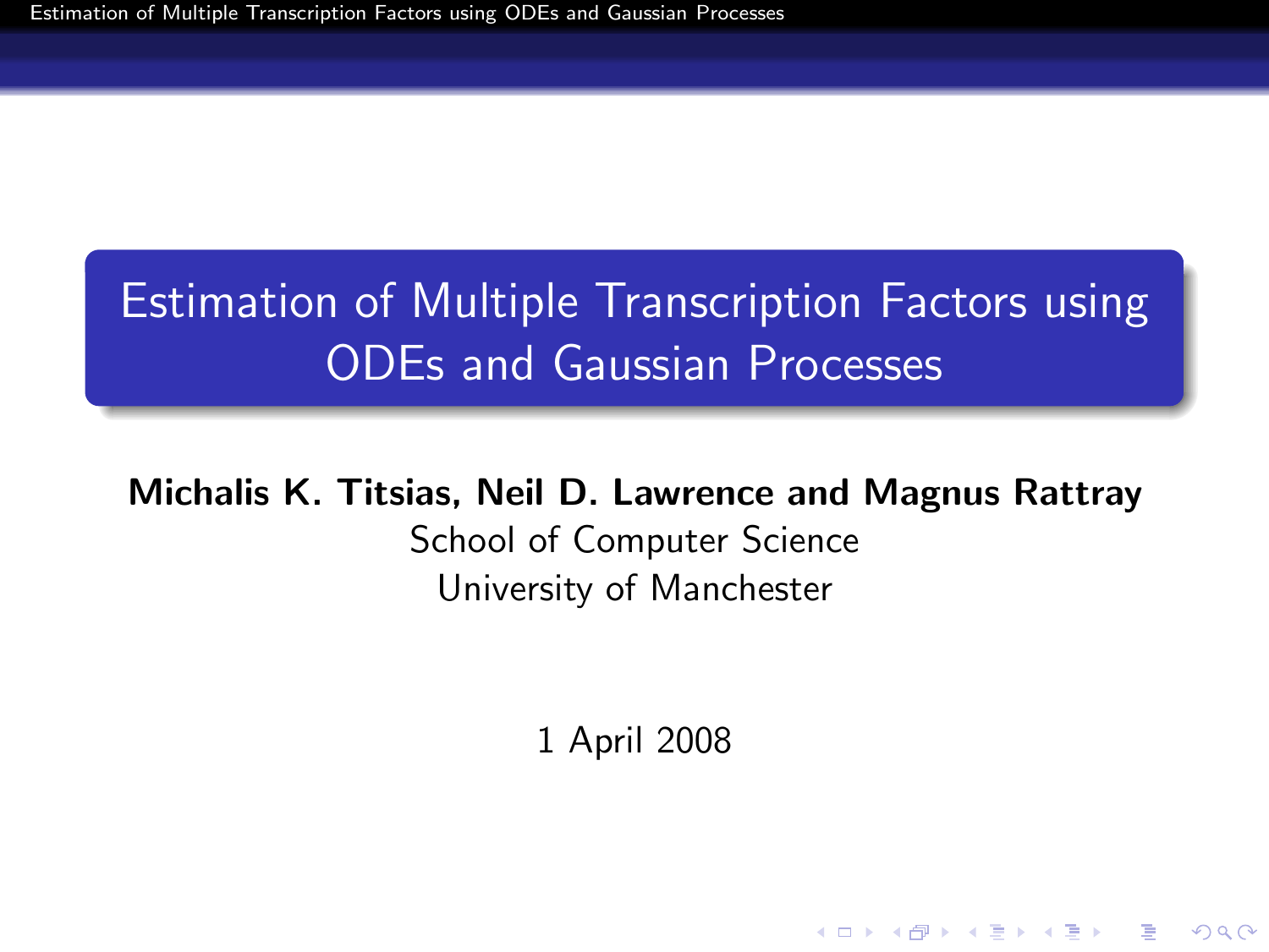# Estimation of Multiple Transcription Factors using ODEs and Gaussian Processes

**Michalis K. Titsias, Neil D. Lawrence and Magnus Rattray**

School of Computer Science

University of Manchester

1 April 2008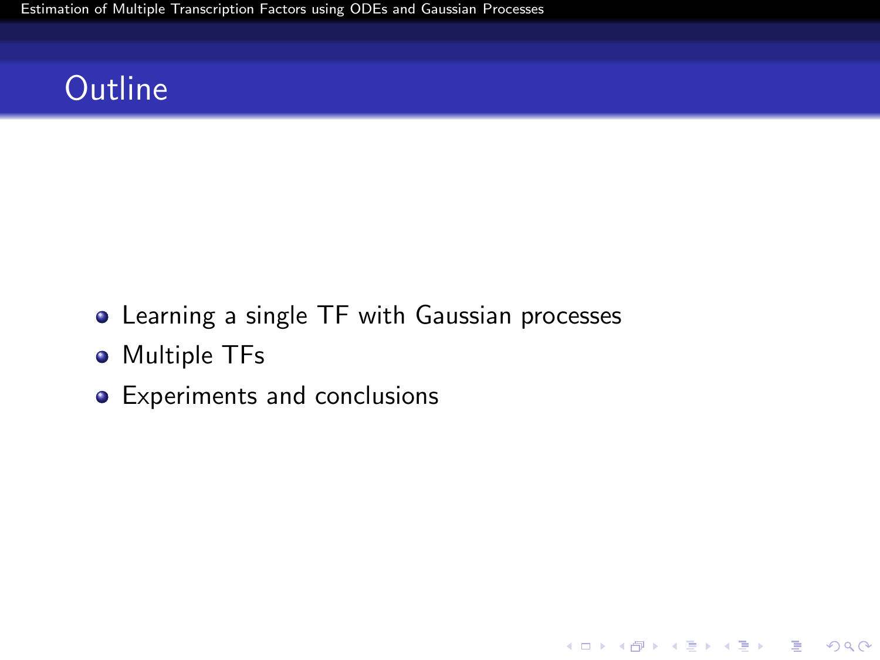# Outline

- Learning a single TF with Gaussian processes
- Multiple TFs
- Experiments and conclusions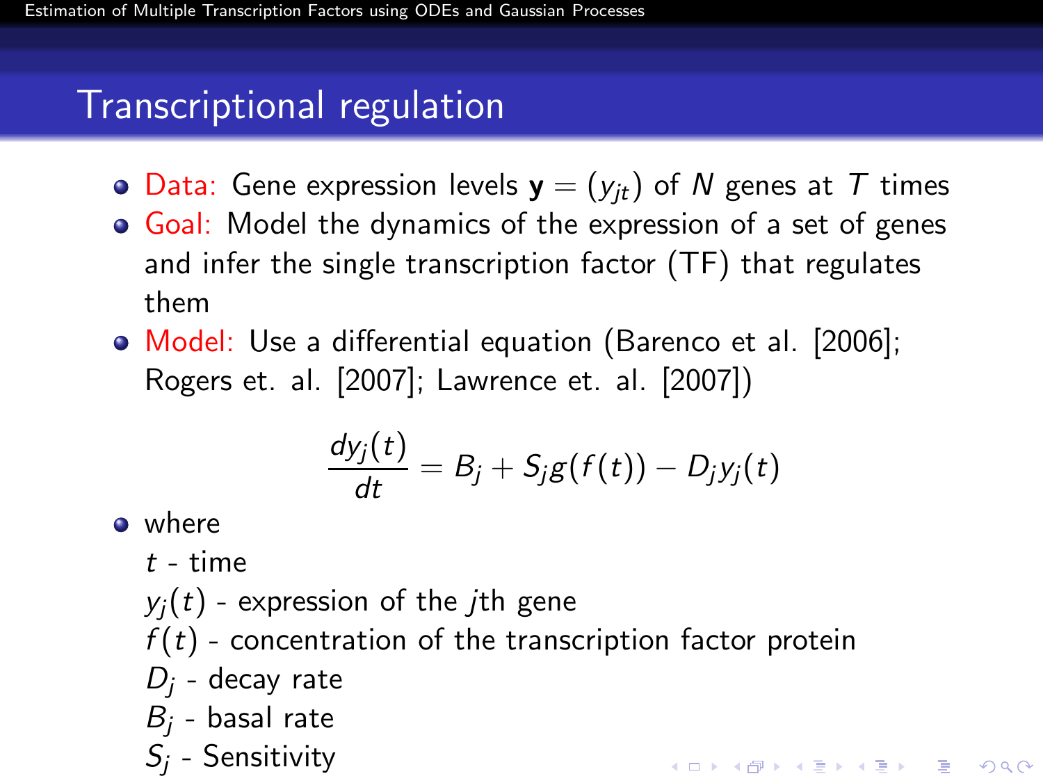## Transcriptional regulation

- Data: Gene expression levels $\mathbf{y} = (y_{jt})$ of $N$ genes at $T$ times
- Goal: Model the dynamics of the expression of a set of genes and infer the single transcription factor (TF) that regulates them
- Model: Use a differential equation (Barenco et al. [2006]; Rogers et. al. [2007]; Lawrence et. al. [2007])

$$\frac{dy_j(t)}{dt} = B_j + S_j g(f(t)) - D_j y_j(t)$$

- where

  $t$ - time

  $y_j(t)$ - expression of the $j$th gene

  $f(t)$ - concentration of the transcription factor protein

  $D_j$ - decay rate

  $B_j$ - basal rate

  $S_j$ - Sensitivity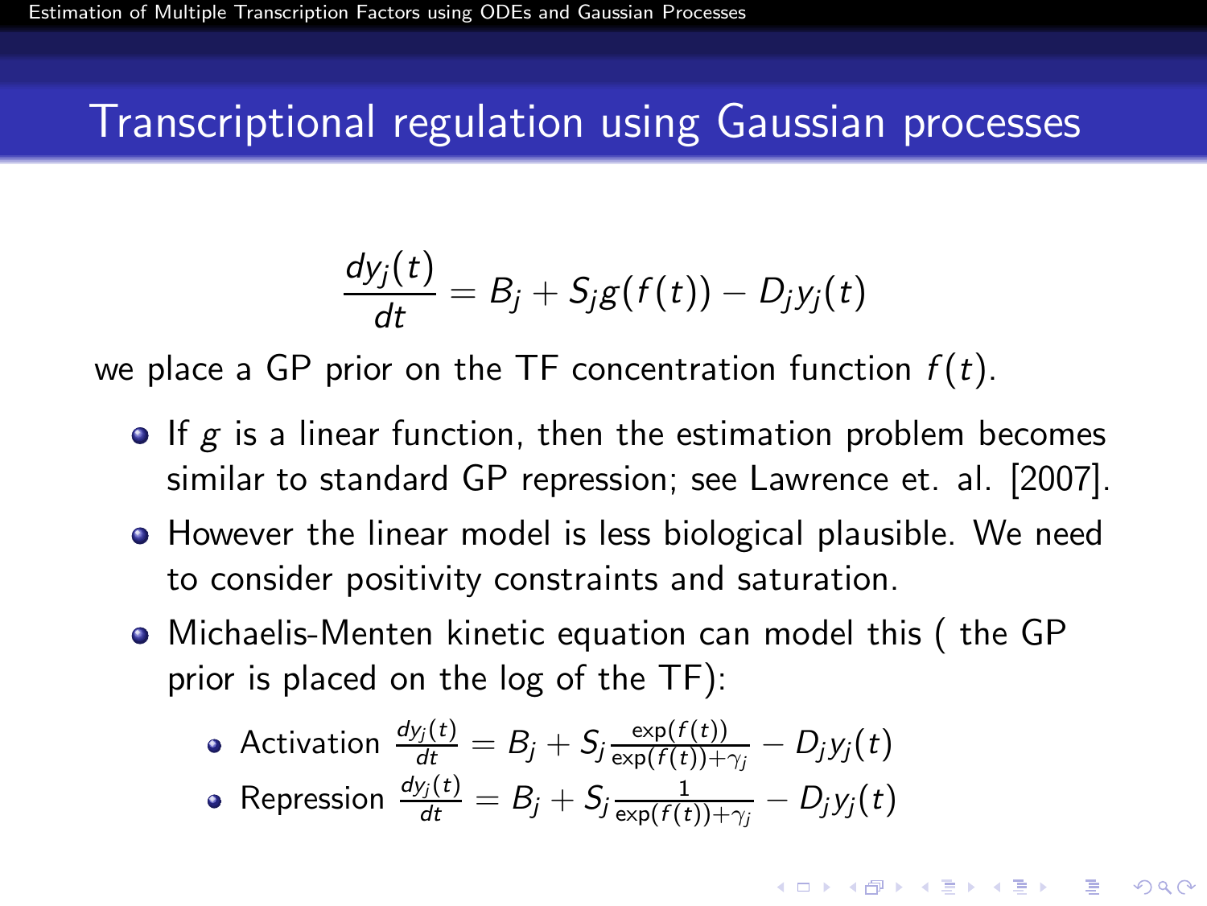# Transcriptional regulation using Gaussian processes

$$\frac{dy_j(t)}{dt} = B_j + S_j g(f(t)) - D_j y_j(t)$$

we place a GP prior on the TF concentration function $f(t)$.

- If $g$ is a linear function, then the estimation problem becomes similar to standard GP repression; see Lawrence et. al. [2007].
- However the linear model is less biological plausible. We need to consider positivity constraints and saturation.
- Michaelis-Menten kinetic equation can model this ( the GP prior is placed on the log of the TF):
  - Activation $\frac{dy_j(t)}{dt} = B_j + S_j \frac{\exp(f(t))}{\exp(f(t)) + \gamma_j} - D_j y_j(t)$
  - Repression $\frac{dy_j(t)}{dt} = B_j + S_j \frac{1}{\exp(f(t)) + \gamma_j} - D_j y_j(t)$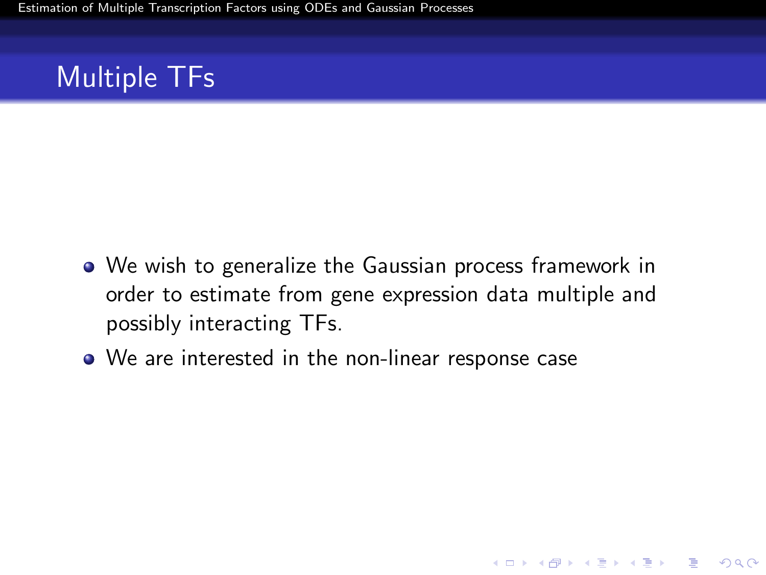## Multiple TFs

- We wish to generalize the Gaussian process framework in order to estimate from gene expression data multiple and possibly interacting TFs.
- We are interested in the non-linear response case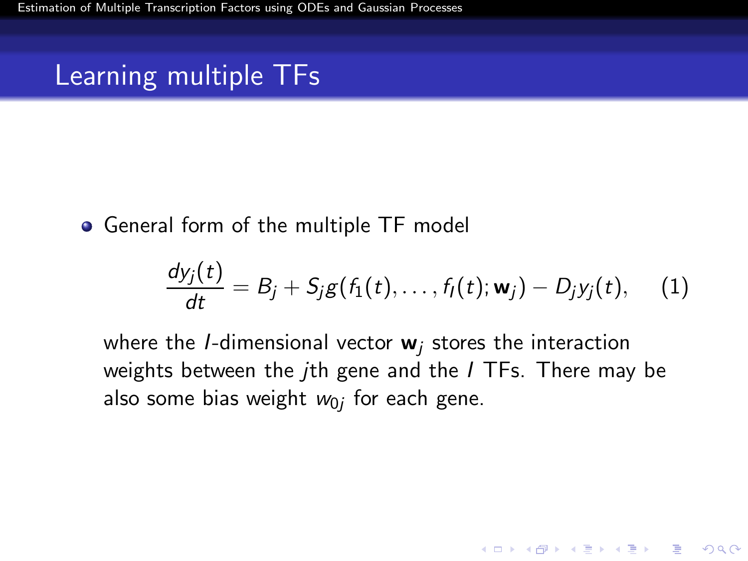# Learning multiple TFs

- General form of the multiple TF model

$$\frac{dy_j(t)}{dt} = B_j + S_j g(f_1(t), \ldots, f_I(t); \mathbf{w}_j) - D_j y_j(t), \quad (1)$$

where the $I$-dimensional vector $\mathbf{w}_j$ stores the interaction weights between the $j$th gene and the $I$ TFs. There may be also some bias weight $w_{0j}$ for each gene.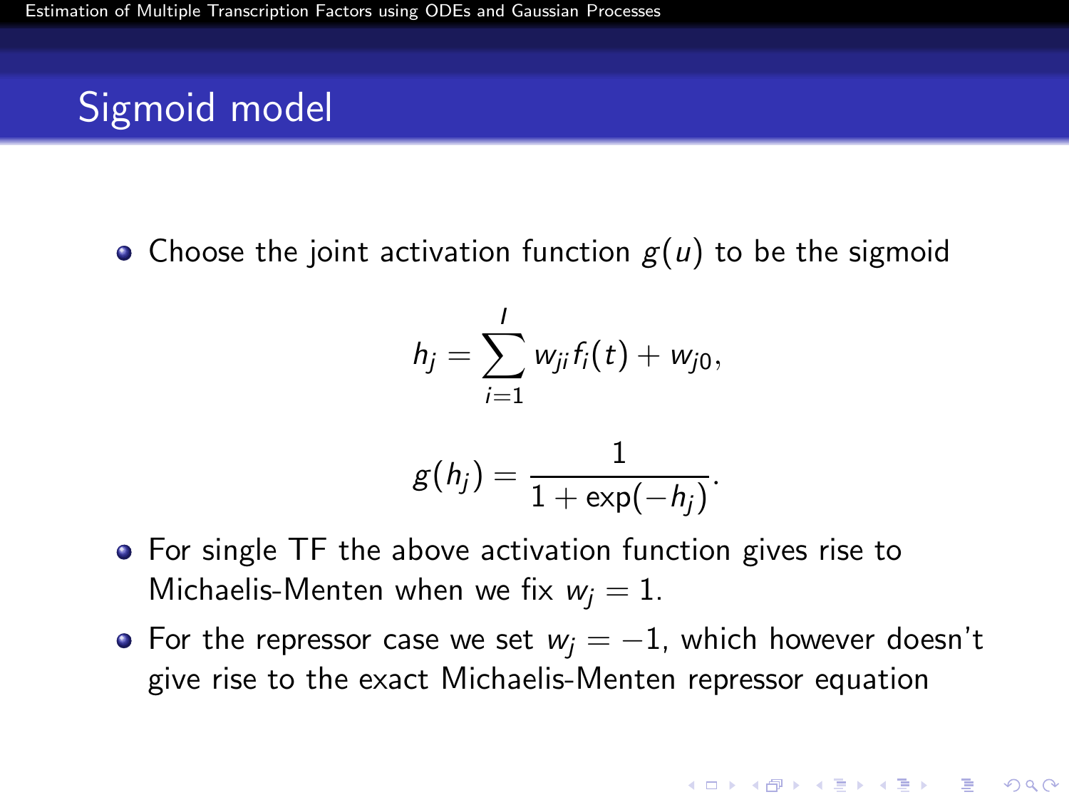## Sigmoid model

- Choose the joint activation function $g(u)$ to be the sigmoid

$$h_j = \sum_{i=1}^{I} w_{ji} f_i(t) + w_{j0},$$

$$g(h_j) = \frac{1}{1 + \exp(-h_j)}.$$

- For single TF the above activation function gives rise to Michaelis-Menten when we fix $w_j = 1$.
- For the repressor case we set $w_j = -1$, which however doesn't give rise to the exact Michaelis-Menten repressor equation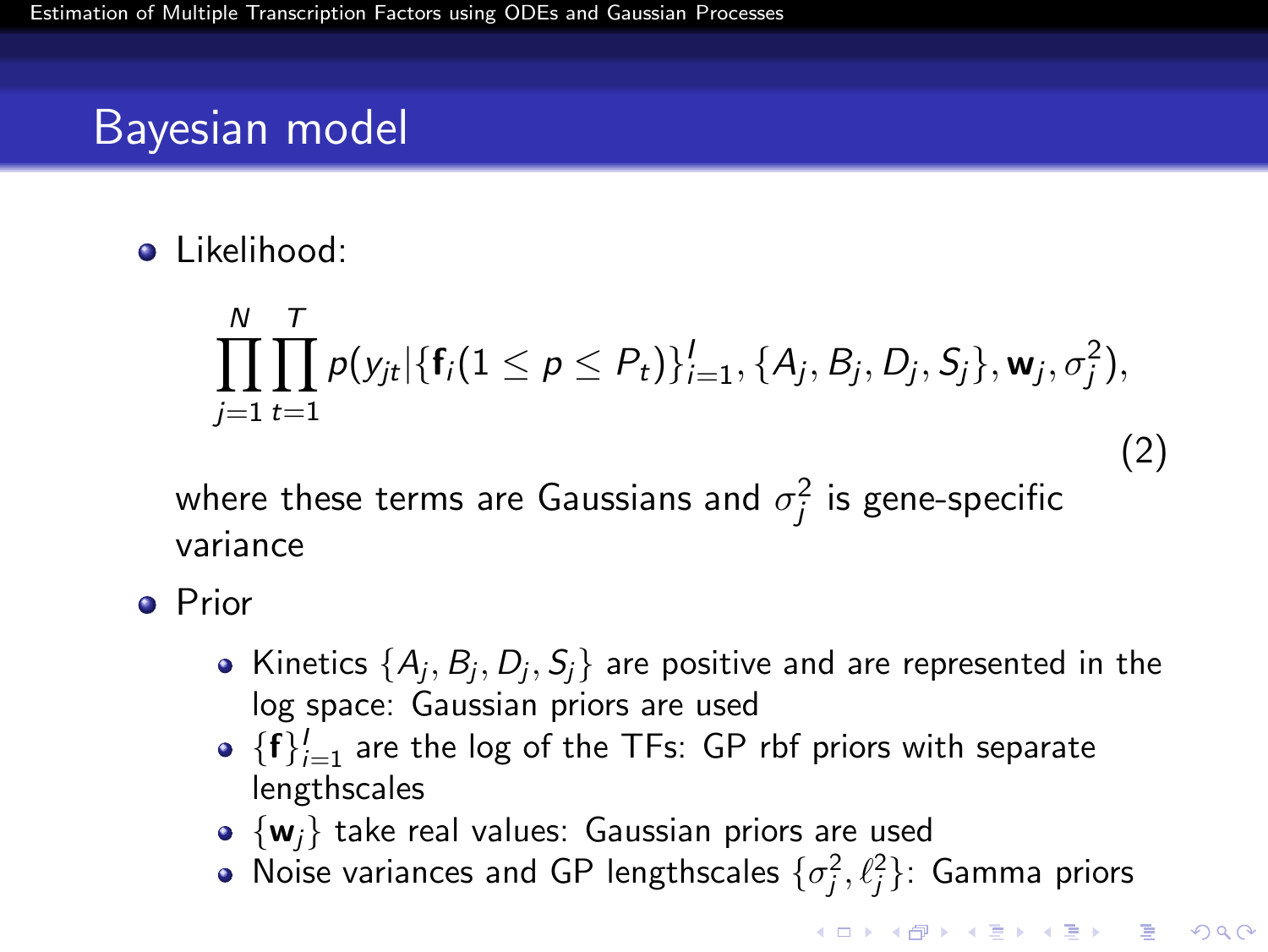# Bayesian model

- Likelihood:

$$\prod_{j=1}^{N}\prod_{t=1}^{T} p(y_{jt}|\{\mathbf{f}_i(1 \leq p \leq P_t)\}_{i=1}^{I}, \{A_j, B_j, D_j, S_j\}, \mathbf{w}_j, \sigma_j^2), \tag{2}$$

  where these terms are Gaussians and $\sigma_j^2$ is gene-specific variance

- Prior
  - Kinetics $\{A_j, B_j, D_j, S_j\}$ are positive and are represented in the log space: Gaussian priors are used
  - $\{\mathbf{f}\}_{i=1}^{I}$ are the log of the TFs: GP rbf priors with separate lengthscales
  - $\{\mathbf{w}_j\}$ take real values: Gaussian priors are used
  - Noise variances and GP lengthscales $\{\sigma_j^2, \ell_j^2\}$: Gamma priors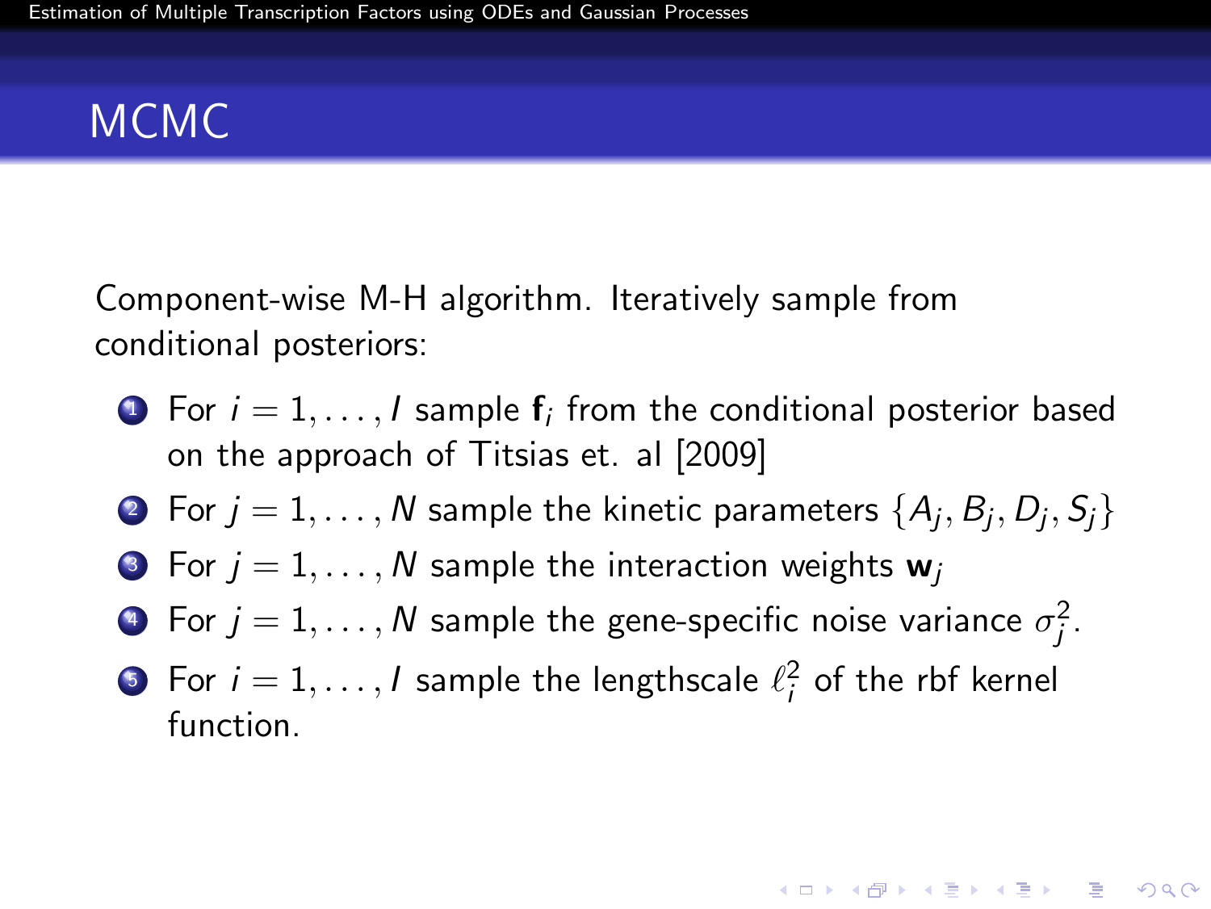# MCMC

Component-wise M-H algorithm. Iteratively sample from conditional posteriors:

1. For $i = 1, \ldots, I$ sample $\mathbf{f}_i$ from the conditional posterior based on the approach of Titsias et. al [2009]
2. For $j = 1, \ldots, N$ sample the kinetic parameters $\{A_j, B_j, D_j, S_j\}$
3. For $j = 1, \ldots, N$ sample the interaction weights $\mathbf{w}_j$
4. For $j = 1, \ldots, N$ sample the gene-specific noise variance $\sigma_j^2$.
5. For $i = 1, \ldots, I$ sample the lengthscale $\ell_i^2$ of the rbf kernel function.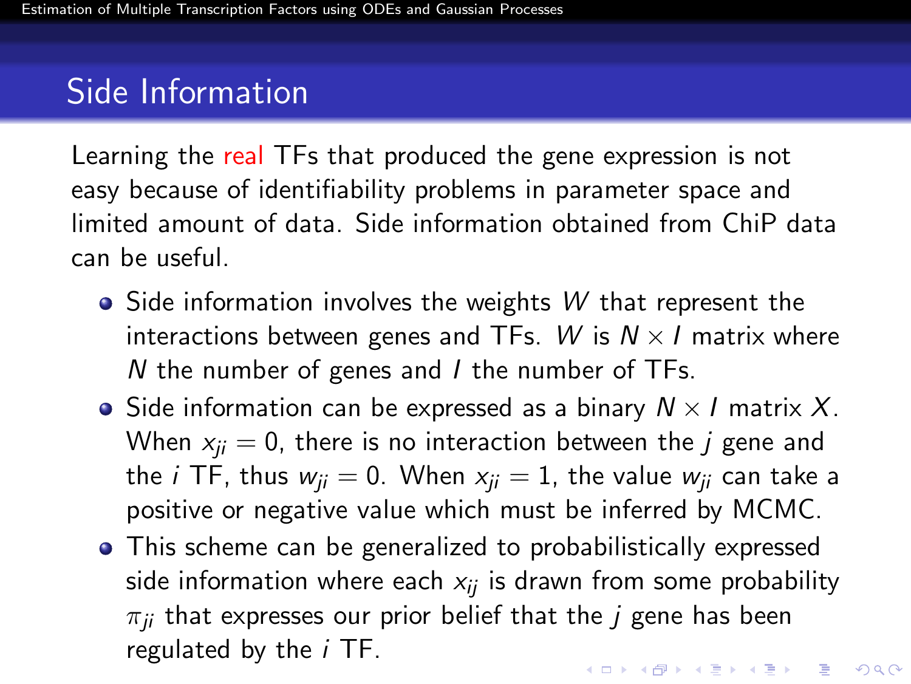# Side Information

Learning the real TFs that produced the gene expression is not easy because of identifiability problems in parameter space and limited amount of data. Side information obtained from ChiP data can be useful.

- Side information involves the weights $W$ that represent the interactions between genes and TFs. $W$ is $N \times I$ matrix where $N$ the number of genes and $I$ the number of TFs.
- Side information can be expressed as a binary $N \times I$ matrix $X$. When $x_{ji} = 0$, there is no interaction between the $j$ gene and the $i$ TF, thus $w_{ji} = 0$. When $x_{ji} = 1$, the value $w_{ji}$ can take a positive or negative value which must be inferred by MCMC.
- This scheme can be generalized to probabilistically expressed side information where each $x_{ij}$ is drawn from some probability $\pi_{ji}$ that expresses our prior belief that the $j$ gene has been regulated by the $i$ TF.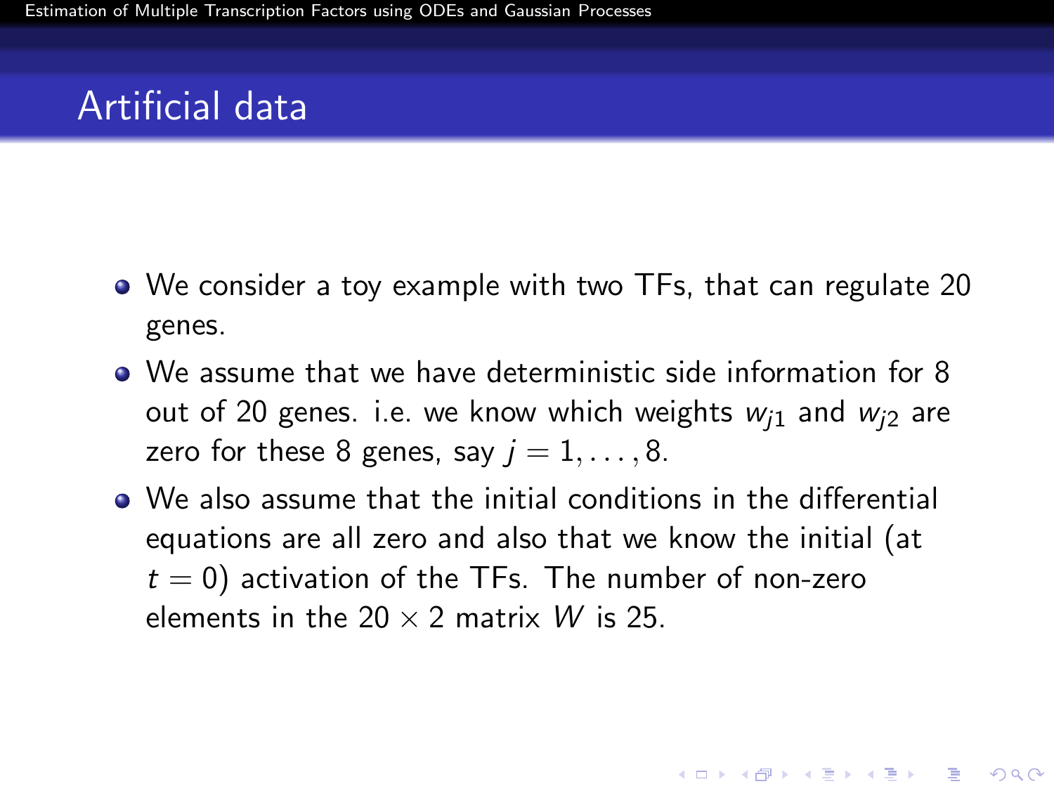# Artificial data

- We consider a toy example with two TFs, that can regulate 20 genes.
- We assume that we have deterministic side information for 8 out of 20 genes. i.e. we know which weights $w_{j1}$ and $w_{j2}$ are zero for these 8 genes, say $j = 1, \ldots, 8$.
- We also assume that the initial conditions in the differential equations are all zero and also that we know the initial (at $t = 0$) activation of the TFs. The number of non-zero elements in the $20 \times 2$ matrix $W$ is 25.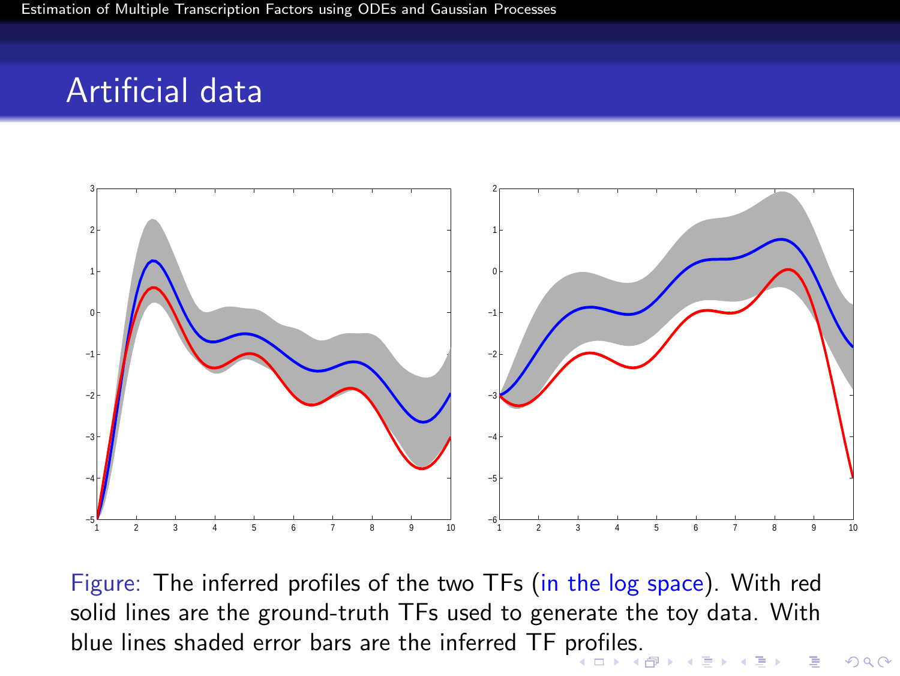## Artificial data

Figure: The inferred profiles of the two TFs (in the log space). With red solid lines are the ground-truth TFs used to generate the toy data. With blue lines shaded error bars are the inferred TF profiles.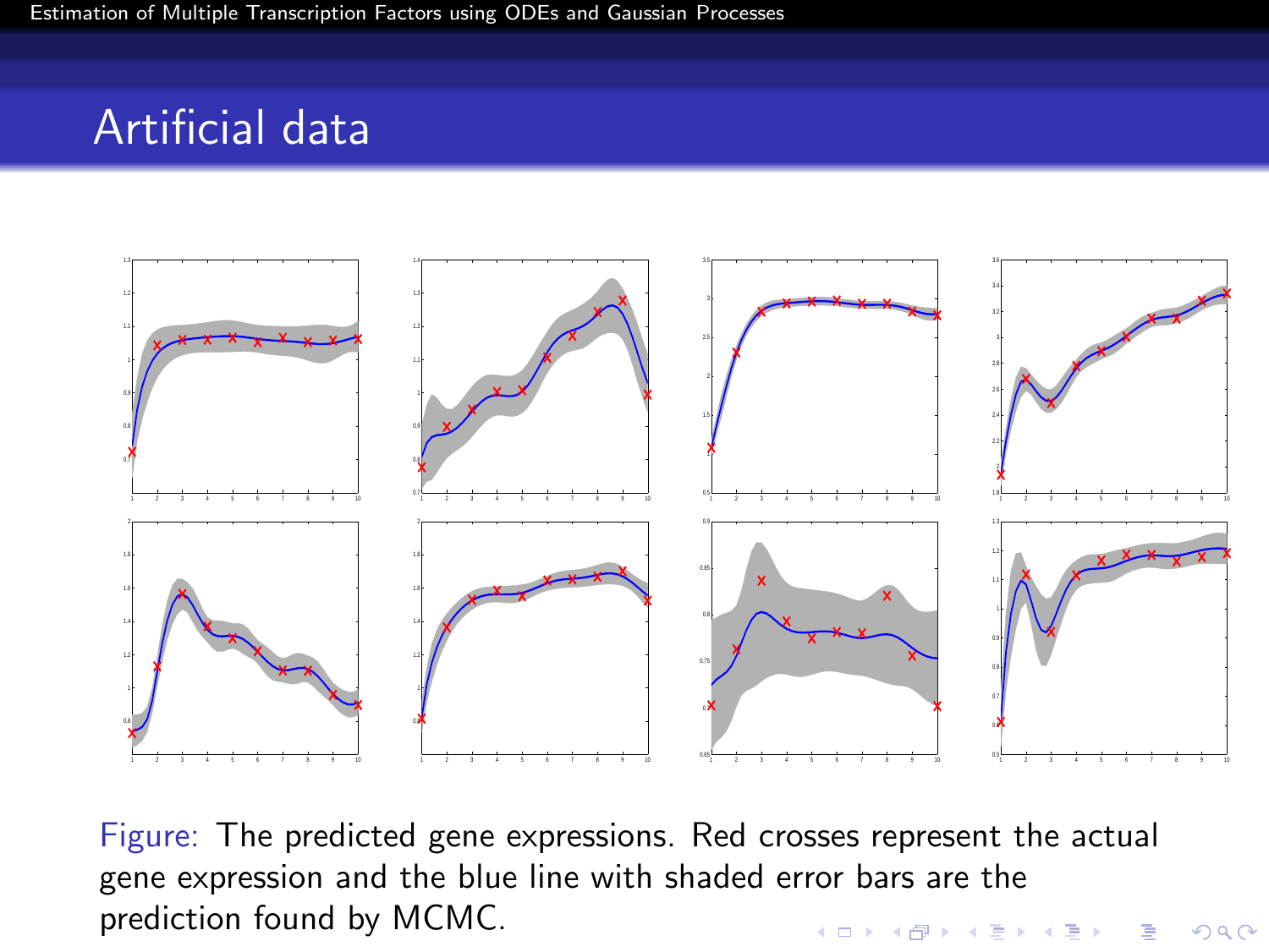## Artificial data

Figure: The predicted gene expressions. Red crosses represent the actual gene expression and the blue line with shaded error bars are the prediction found by MCMC.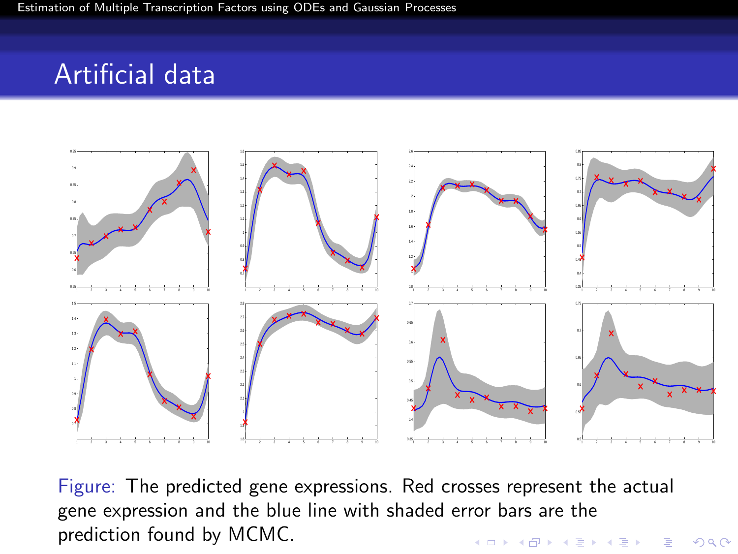## Artificial data

Figure: The predicted gene expressions. Red crosses represent the actual gene expression and the blue line with shaded error bars are the prediction found by MCMC.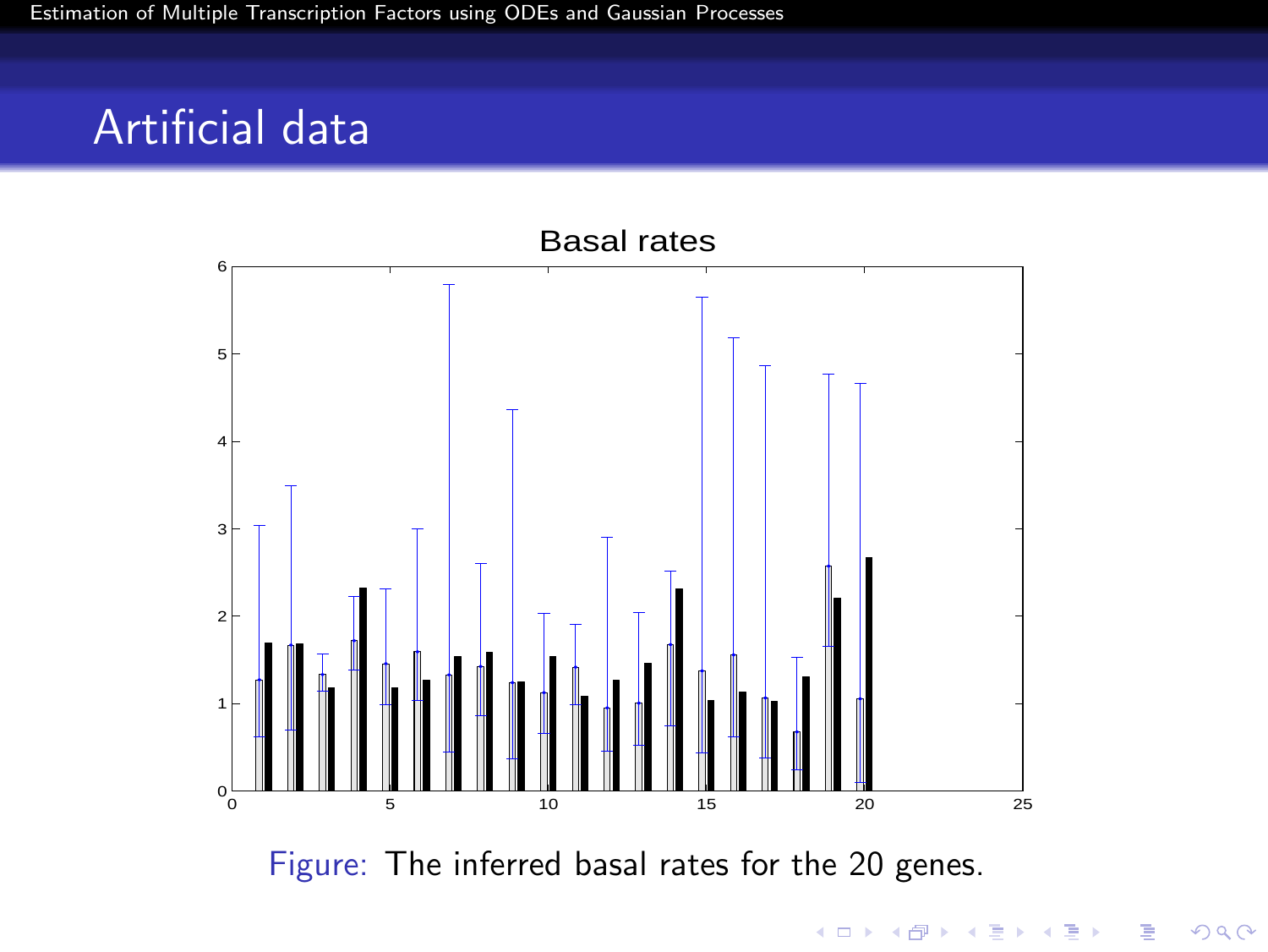# Artificial data

Figure: The inferred basal rates for the 20 genes.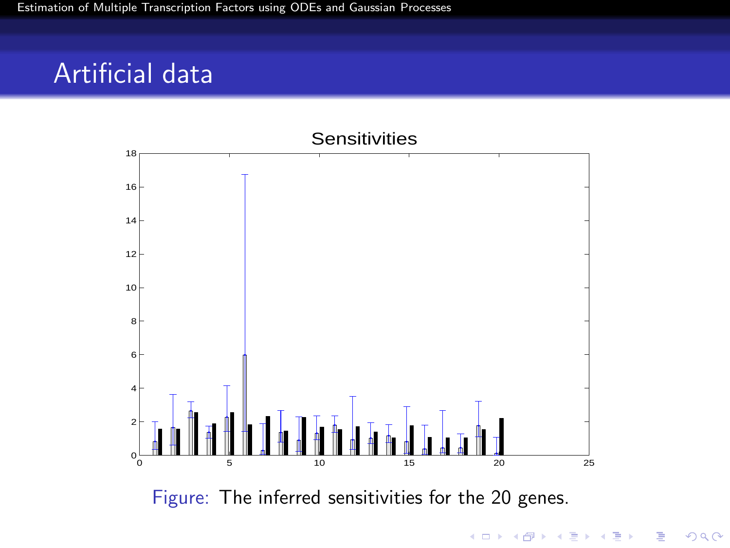# Artificial data

Figure: The inferred sensitivities for the 20 genes.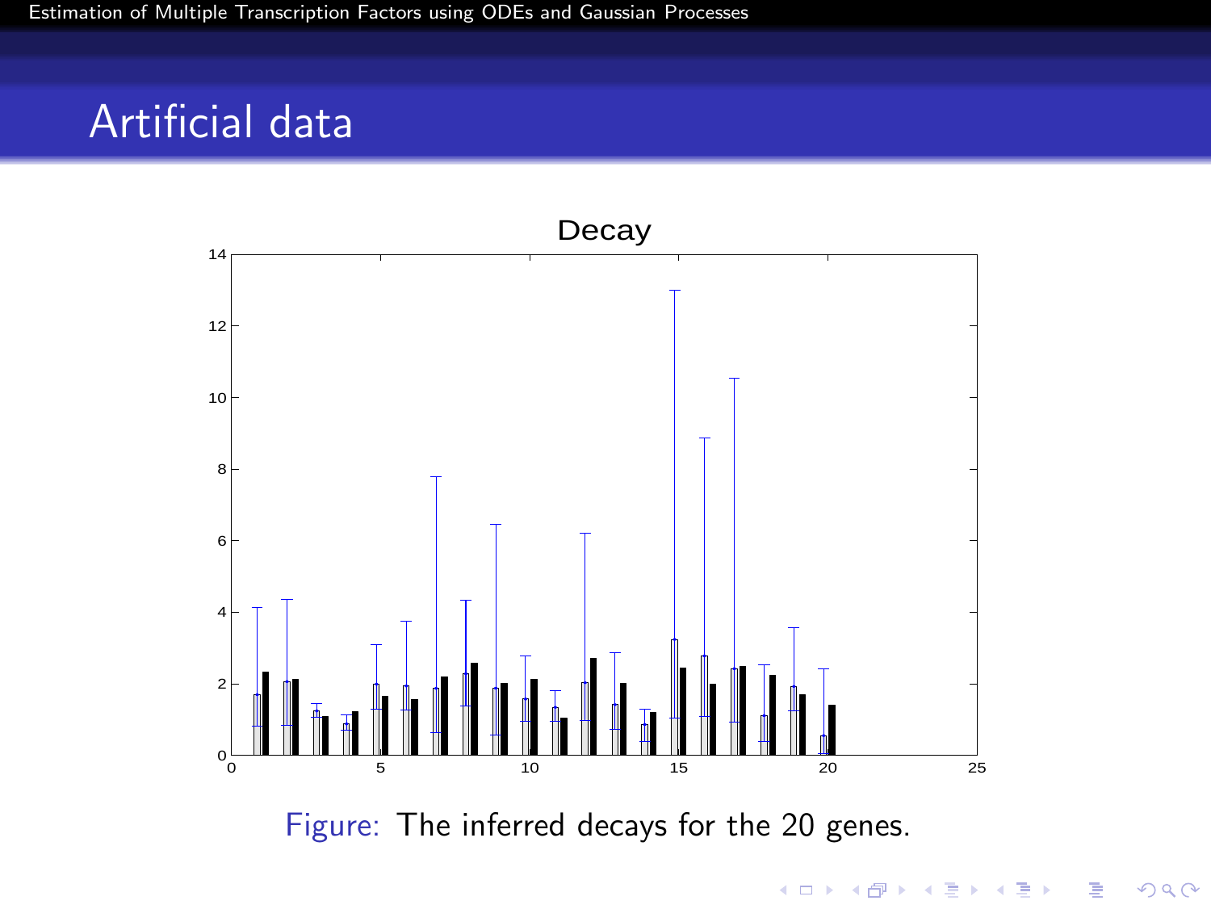## Artificial data

Figure: The inferred decays for the 20 genes.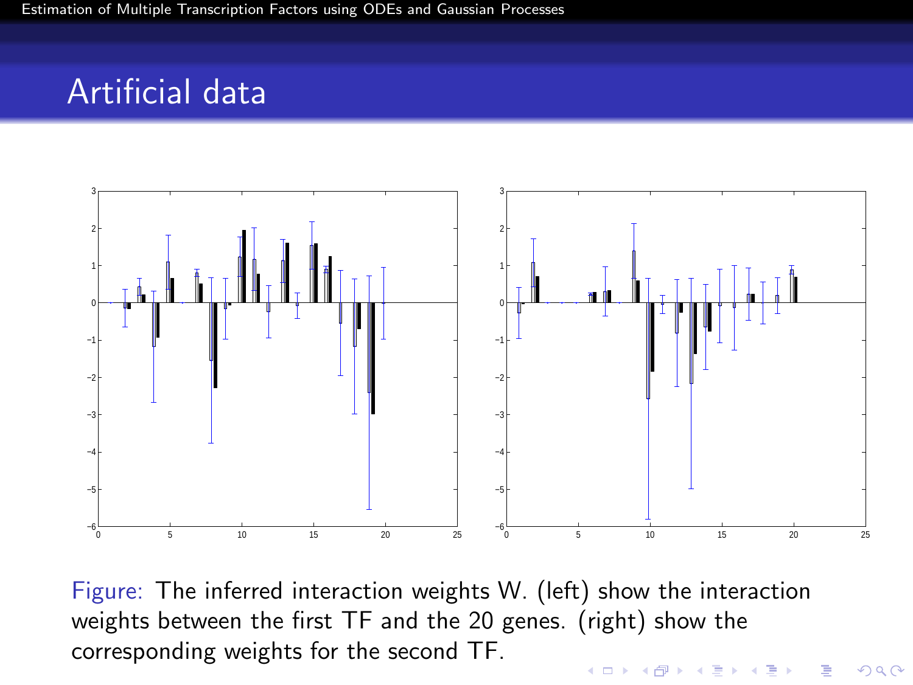# Artificial data

Figure: The inferred interaction weights W. (left) show the interaction weights between the first TF and the 20 genes. (right) show the corresponding weights for the second TF.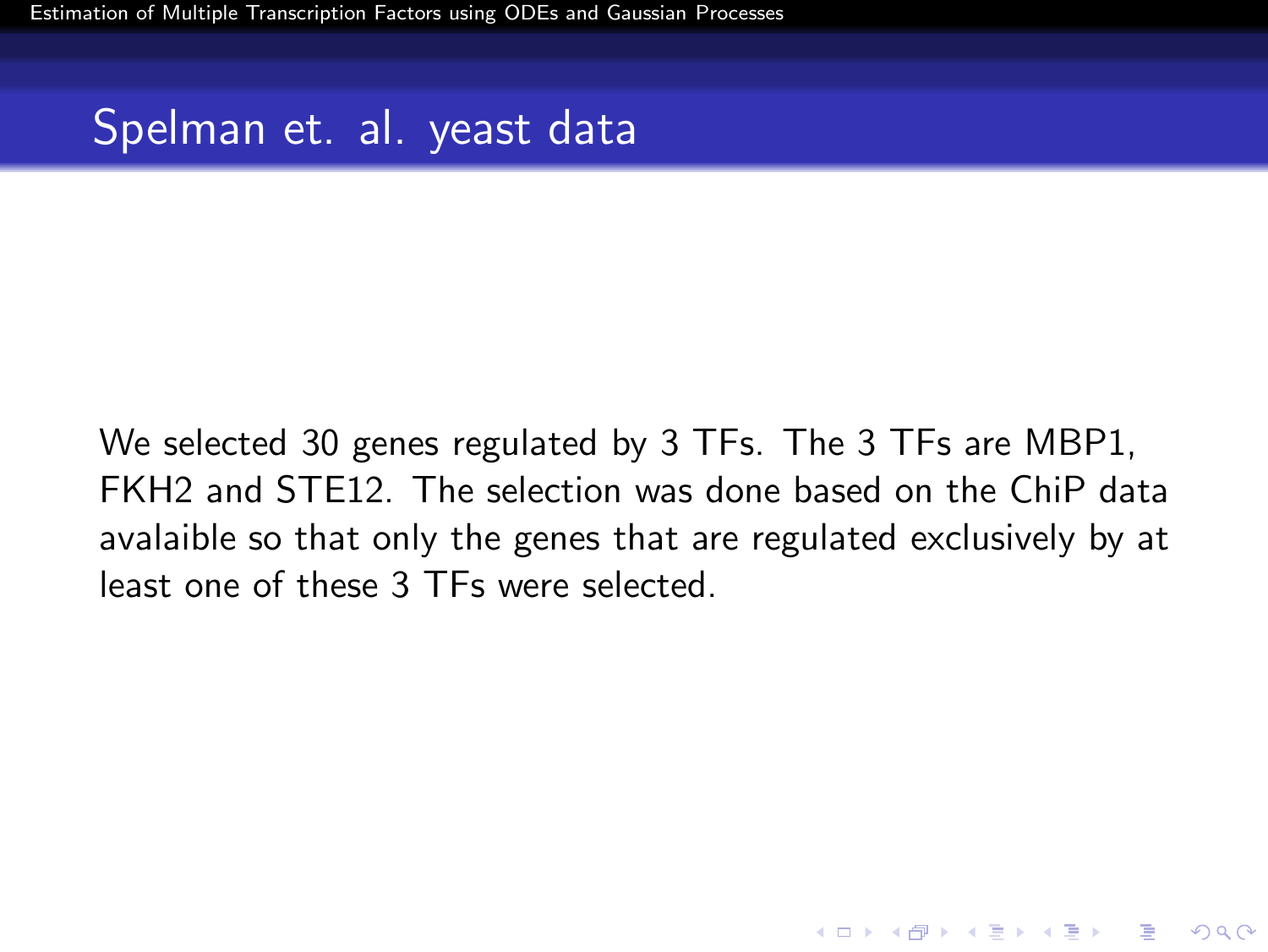## Spelman et. al. yeast data

We selected 30 genes regulated by 3 TFs. The 3 TFs are MBP1, FKH2 and STE12. The selection was done based on the ChiP data avalaible so that only the genes that are regulated exclusively by at least one of these 3 TFs were selected.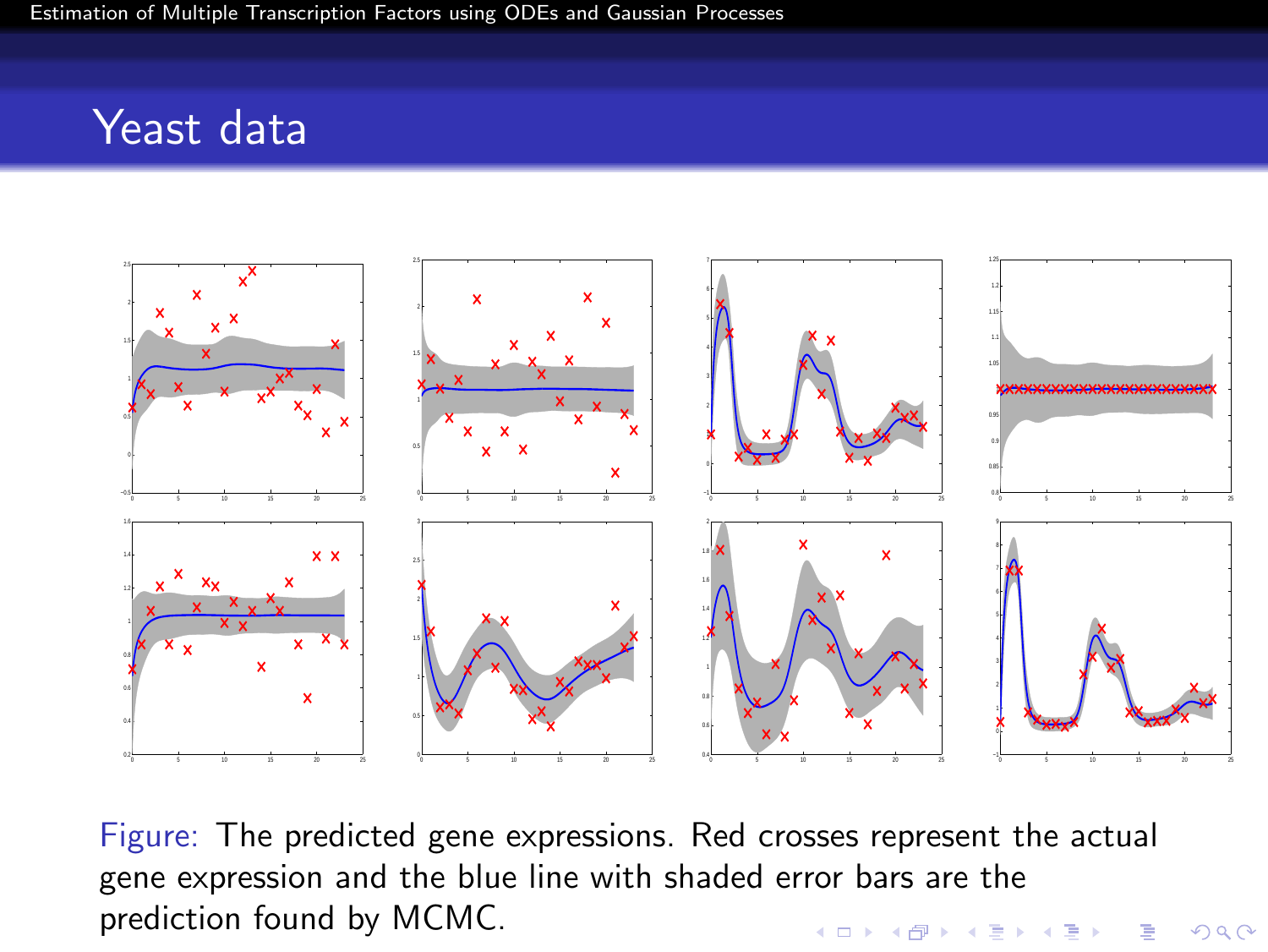# Yeast data

Figure: The predicted gene expressions. Red crosses represent the actual gene expression and the blue line with shaded error bars are the prediction found by MCMC.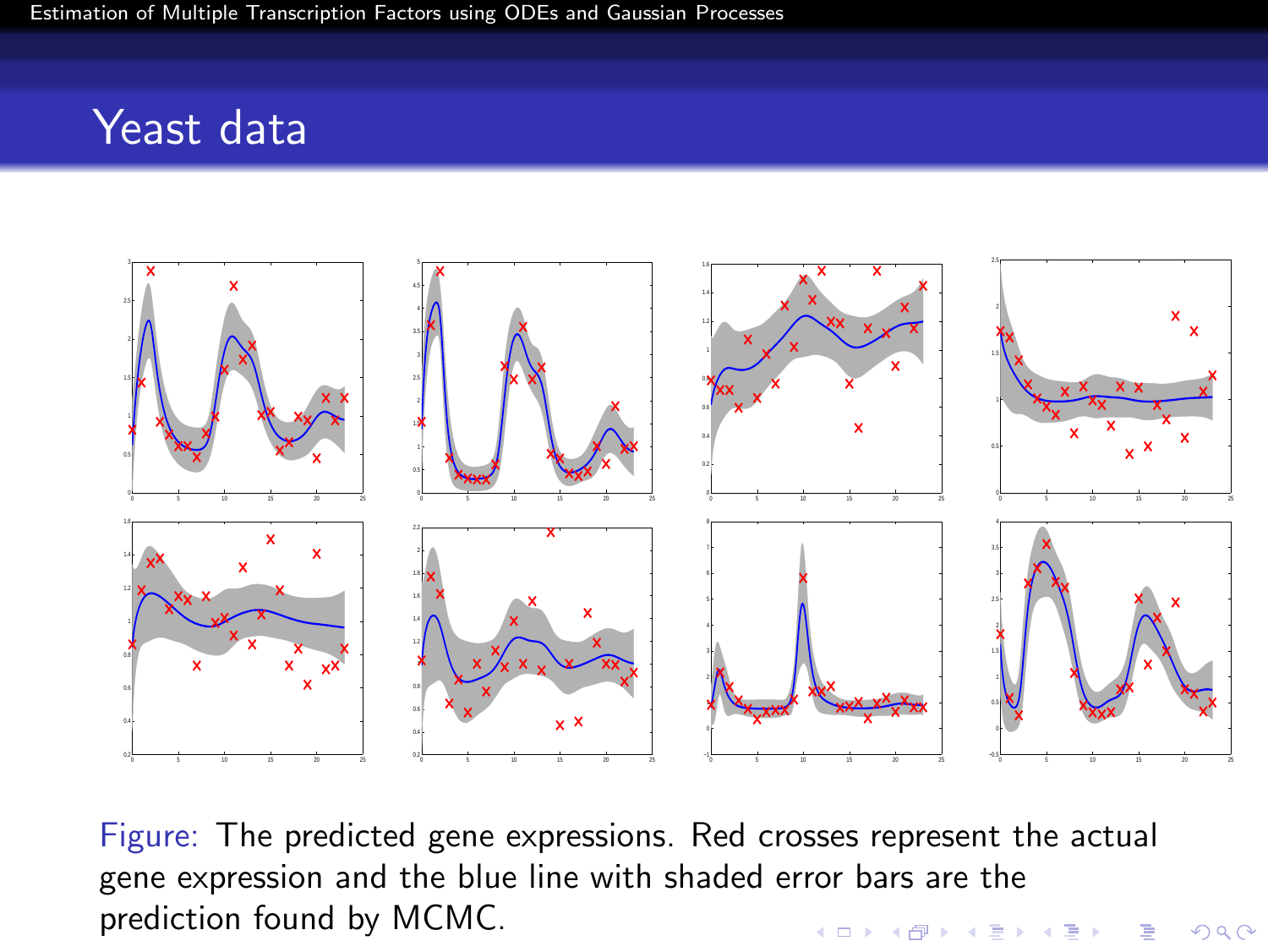# Yeast data

Figure: The predicted gene expressions. Red crosses represent the actual gene expression and the blue line with shaded error bars are the prediction found by MCMC.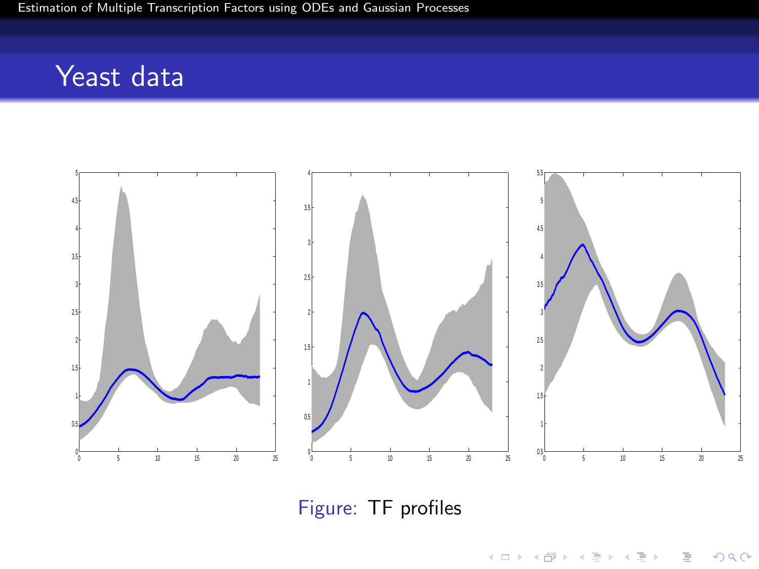# Yeast data

Figure: TF profiles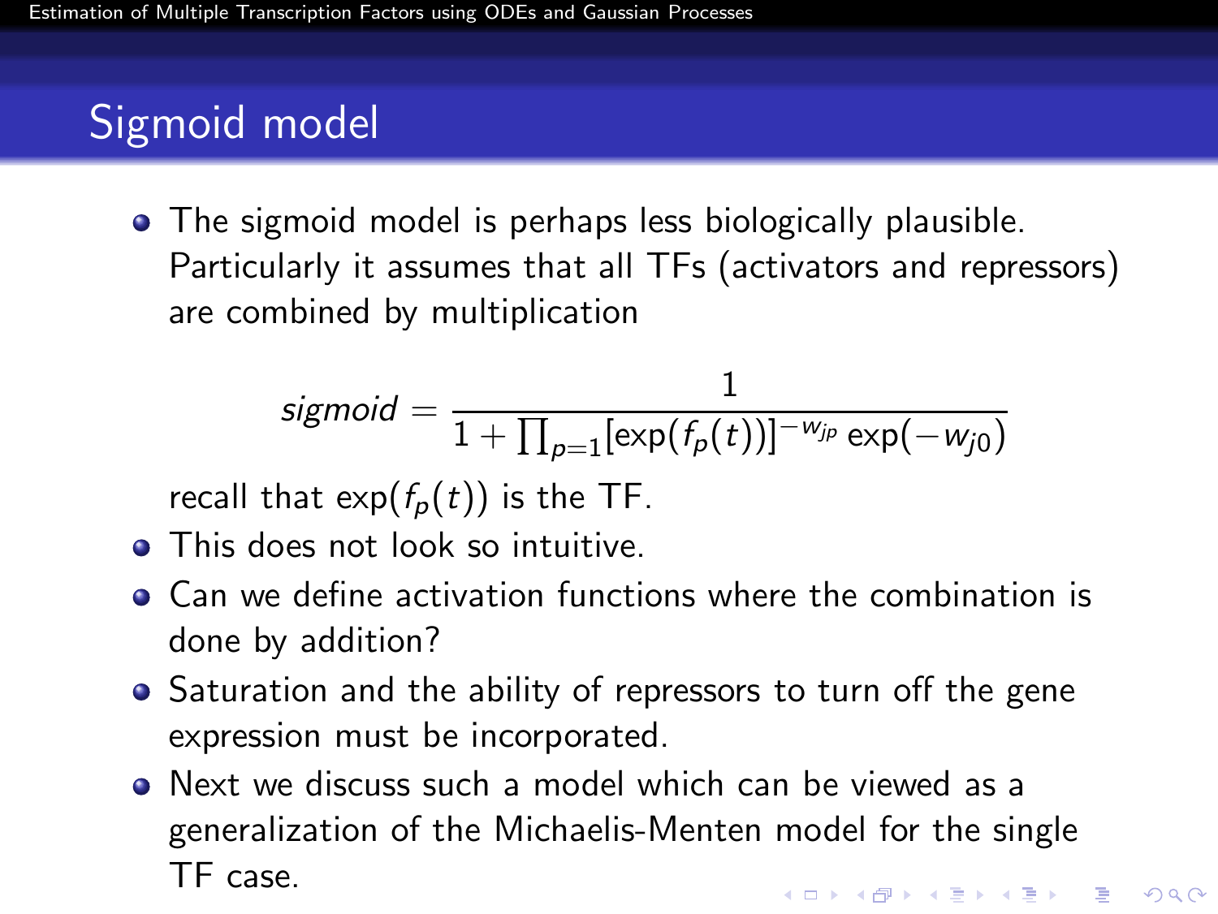# Sigmoid model

- The sigmoid model is perhaps less biologically plausible. Particularly it assumes that all TFs (activators and repressors) are combined by multiplication

$$sigmoid = \frac{1}{1 + \prod_{p=1} [\exp(f_p(t))]^{-w_{jp}} \exp(-w_{j0})}$$

  recall that $\exp(f_p(t))$ is the TF.
- This does not look so intuitive.
- Can we define activation functions where the combination is done by addition?
- Saturation and the ability of repressors to turn off the gene expression must be incorporated.
- Next we discuss such a model which can be viewed as a generalization of the Michaelis-Menten model for the single TF case.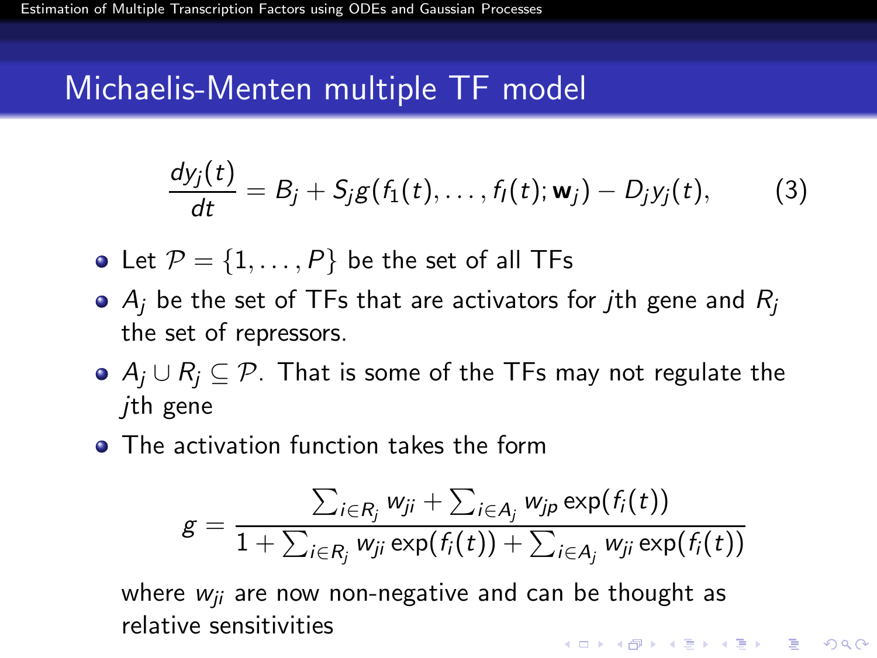## Michaelis-Menten multiple TF model

$$\frac{dy_j(t)}{dt} = B_j + S_j g(f_1(t), \dots, f_I(t); \mathbf{w}_j) - D_j y_j(t), \qquad (3)$$

- Let $\mathcal{P} = \{1, \dots, P\}$ be the set of all TFs
- $A_j$ be the set of TFs that are activators for $j$th gene and $R_j$ the set of repressors.
- $A_j \cup R_j \subseteq \mathcal{P}$. That is some of the TFs may not regulate the $j$th gene
- The activation function takes the form

$$g = \frac{\sum_{i \in R_j} w_{ji} + \sum_{i \in A_j} w_{jp} \exp(f_i(t))}{1 + \sum_{i \in R_j} w_{ji} \exp(f_i(t)) + \sum_{i \in A_j} w_{ji} \exp(f_i(t))}$$

where $w_{ji}$ are now non-negative and can be thought as relative sensitivities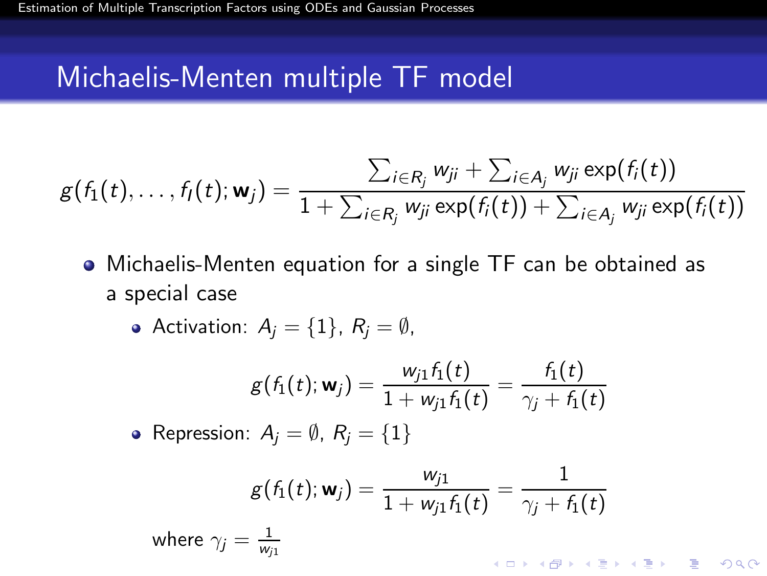# Michaelis-Menten multiple TF model

$$g(f_1(t), \ldots, f_I(t); \mathbf{w}_j) = \frac{\sum_{i \in R_j} w_{ji} + \sum_{i \in A_j} w_{ji} \exp(f_i(t))}{1 + \sum_{i \in R_j} w_{ji} \exp(f_i(t)) + \sum_{i \in A_j} w_{ji} \exp(f_i(t))}$$

- Michaelis-Menten equation for a single TF can be obtained as a special case
  - Activation: $A_j = \{1\}$, $R_j = \emptyset$,

$$g(f_1(t); \mathbf{w}_j) = \frac{w_{j1} f_1(t)}{1 + w_{j1} f_1(t)} = \frac{f_1(t)}{\gamma_j + f_1(t)}$$

  - Repression: $A_j = \emptyset$, $R_j = \{1\}$

$$g(f_1(t); \mathbf{w}_j) = \frac{w_{j1}}{1 + w_{j1} f_1(t)} = \frac{1}{\gamma_j + f_1(t)}$$

where $\gamma_j = \frac{1}{w_{j1}}$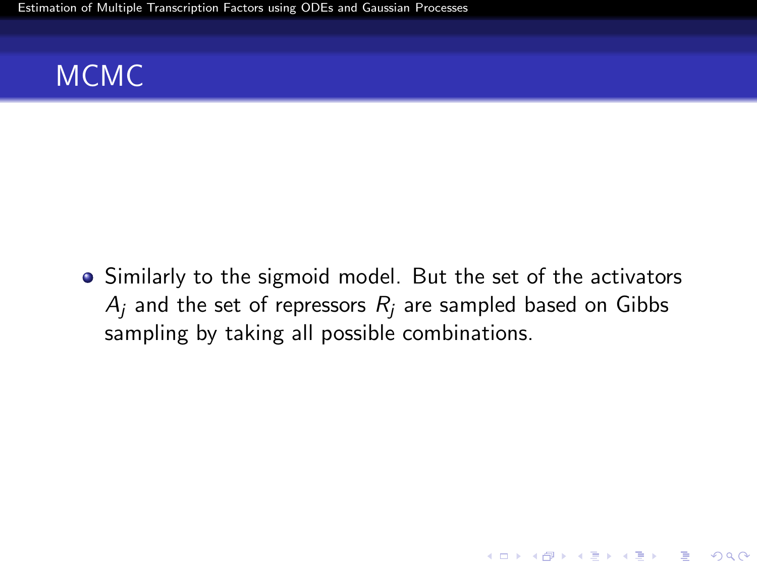# MCMC

- Similarly to the sigmoid model. But the set of the activators $A_j$ and the set of repressors $R_j$ are sampled based on Gibbs sampling by taking all possible combinations.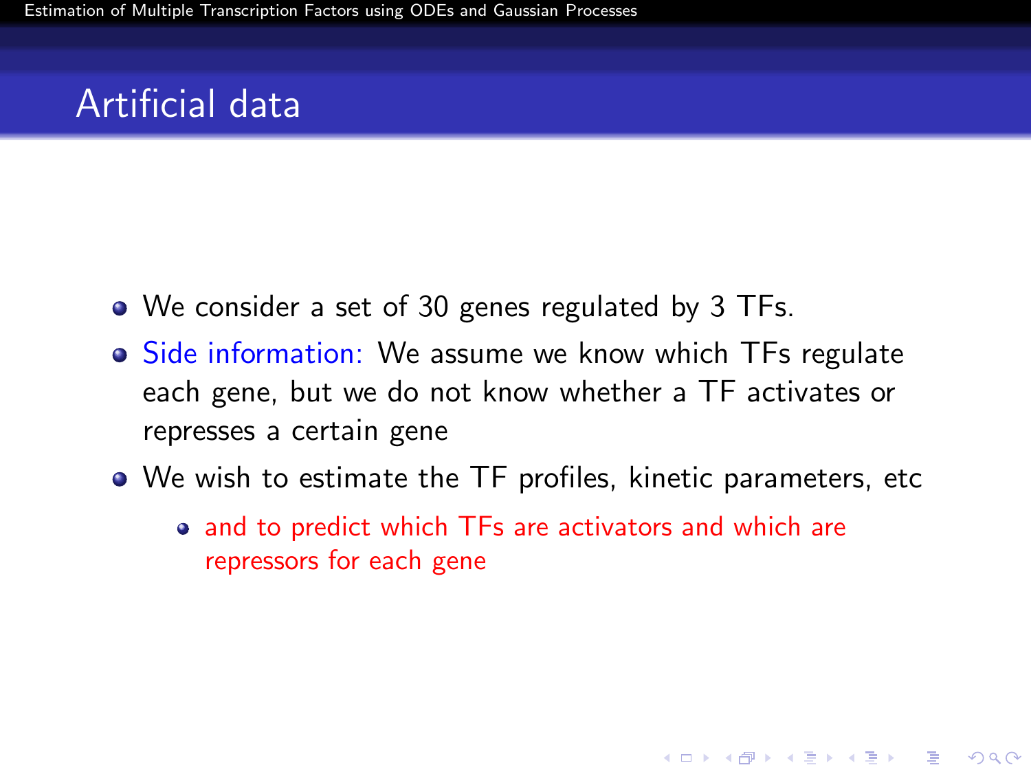## Artificial data

- We consider a set of 30 genes regulated by 3 TFs.
- Side information: We assume we know which TFs regulate each gene, but we do not know whether a TF activates or represses a certain gene
- We wish to estimate the TF profiles, kinetic parameters, etc
  - and to predict which TFs are activators and which are repressors for each gene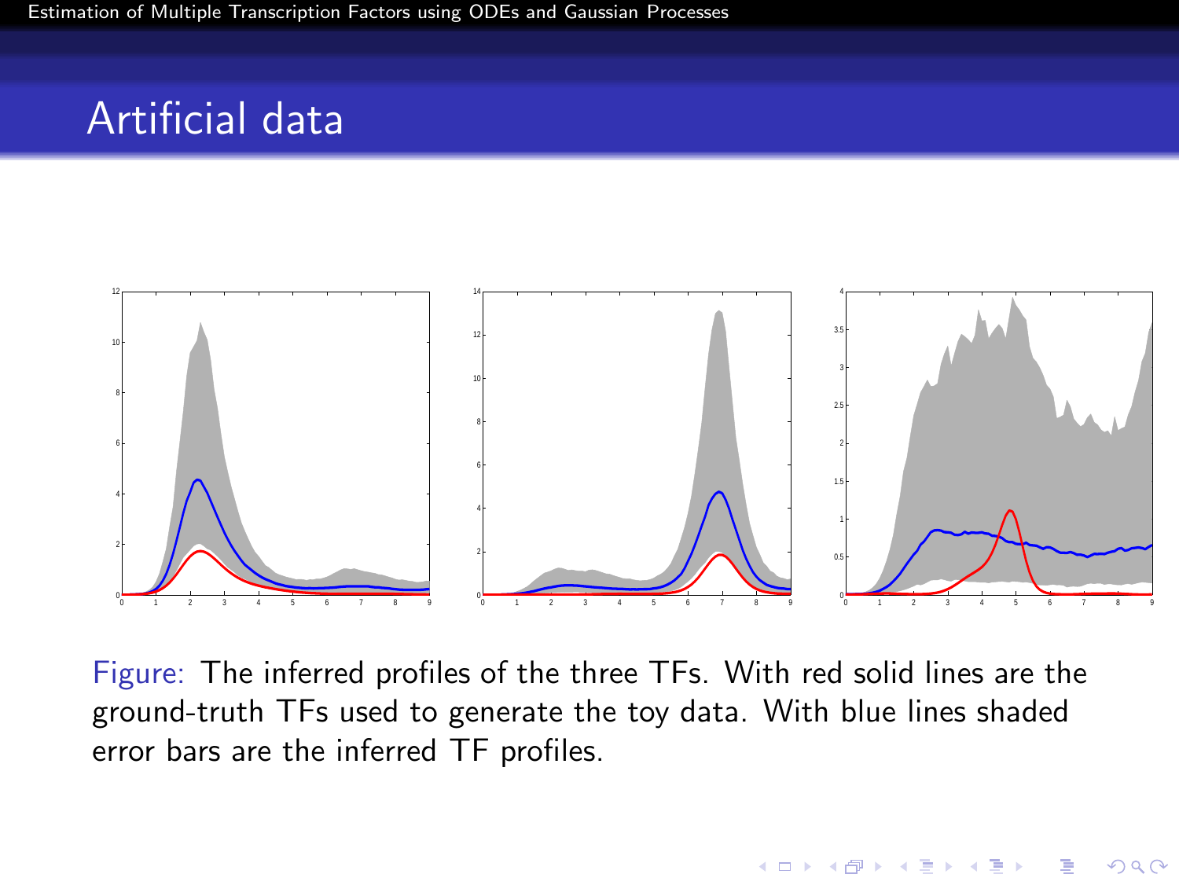# Artificial data

Figure: The inferred profiles of the three TFs. With red solid lines are the ground-truth TFs used to generate the toy data. With blue lines shaded error bars are the inferred TF profiles.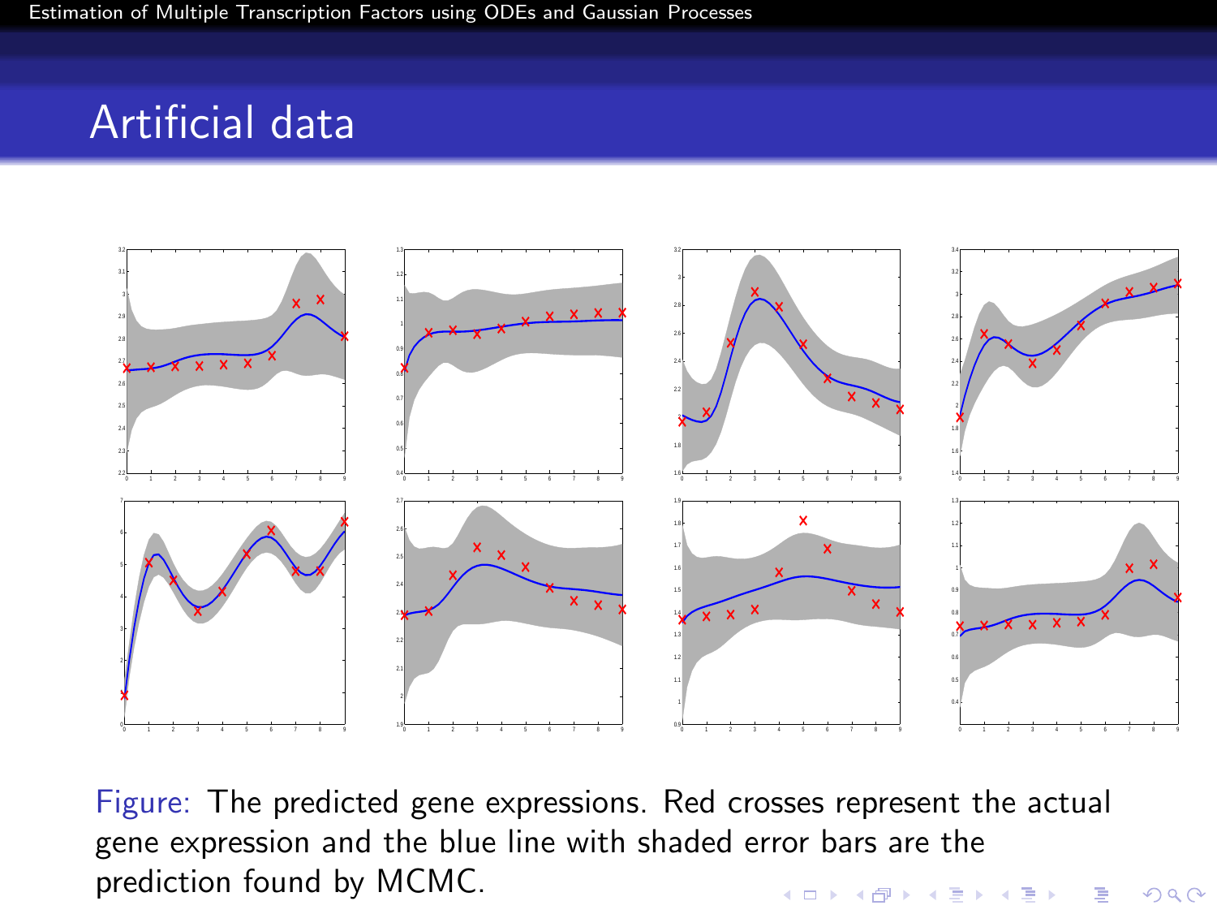## Artificial data

Figure: The predicted gene expressions. Red crosses represent the actual gene expression and the blue line with shaded error bars are the prediction found by MCMC.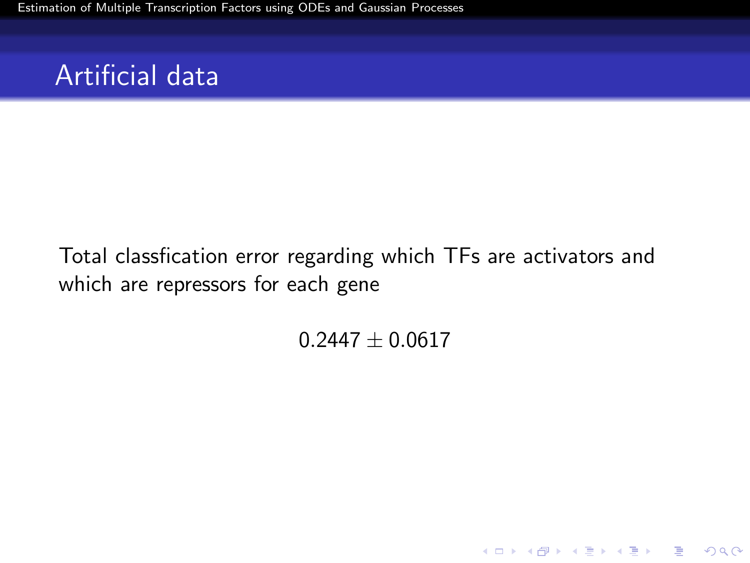## Artificial data

Total classfication error regarding which TFs are activators and which are repressors for each gene

$$0.2447 \pm 0.0617$$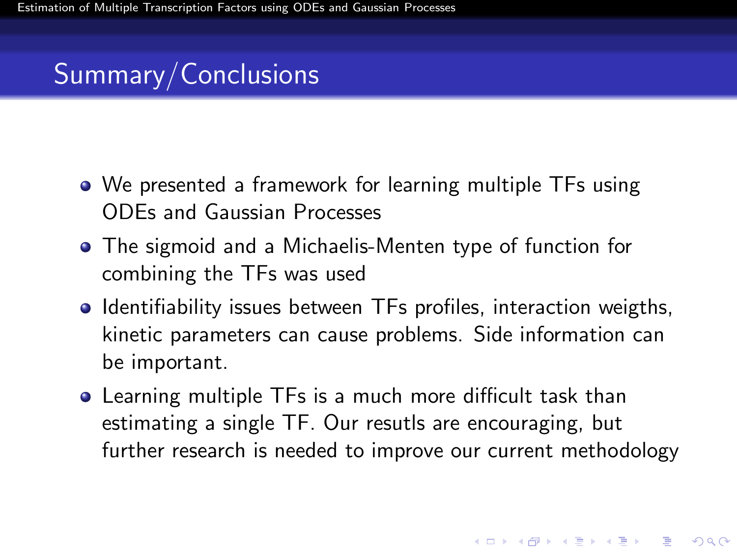## Summary/Conclusions

- We presented a framework for learning multiple TFs using ODEs and Gaussian Processes
- The sigmoid and a Michaelis-Menten type of function for combining the TFs was used
- Identifiability issues between TFs profiles, interaction weigths, kinetic parameters can cause problems. Side information can be important.
- Learning multiple TFs is a much more difficult task than estimating a single TF. Our resutls are encouraging, but further research is needed to improve our current methodology